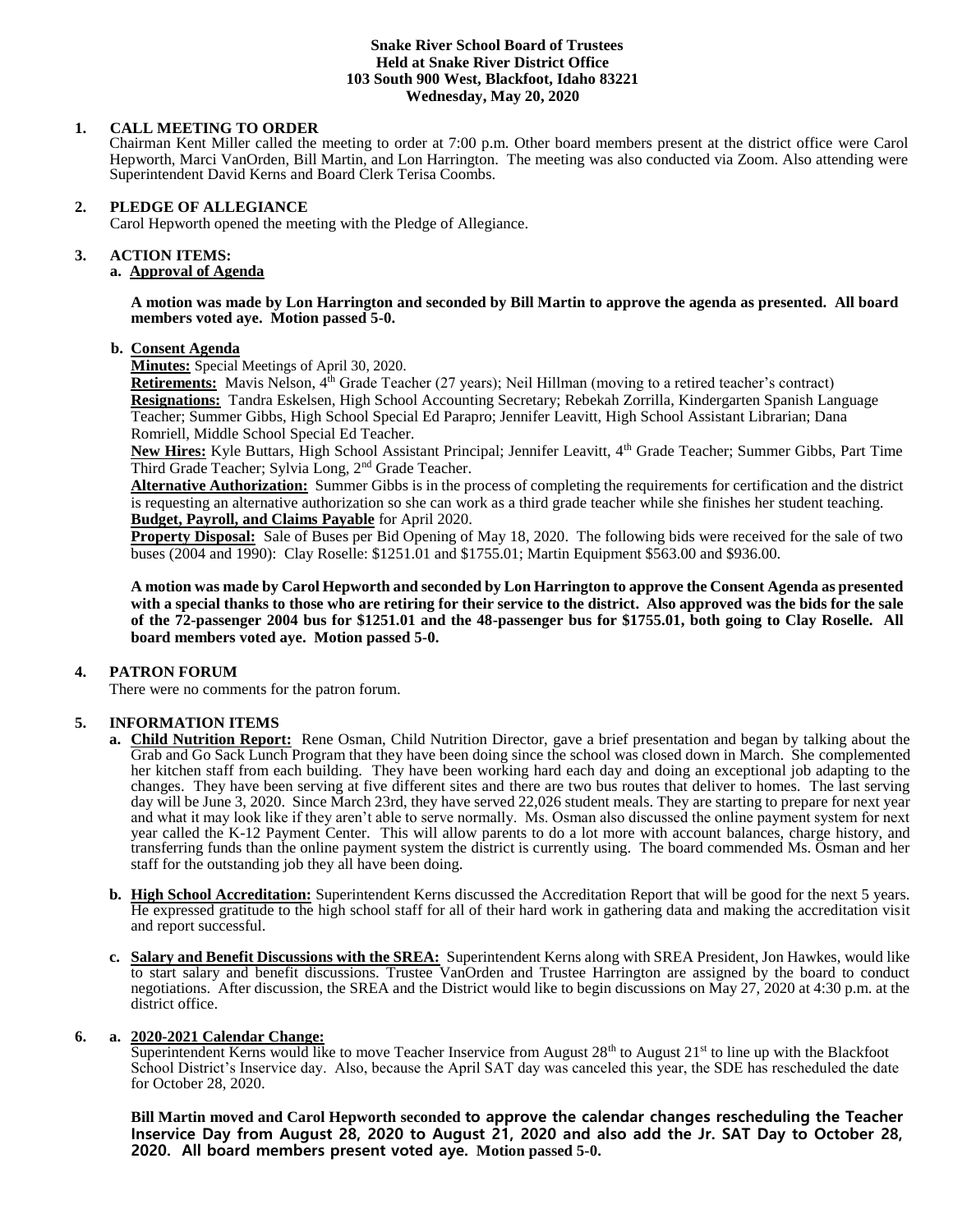**Snake River School Board of Trustees**
**Held at Snake River District Office**
**103 South 900 West, Blackfoot, Idaho 83221**
**Wednesday, May 20, 2020**

**1. CALL MEETING TO ORDER**

Chairman Kent Miller called the meeting to order at 7:00 p.m. Other board members present at the district office were Carol Hepworth, Marci VanOrden, Bill Martin, and Lon Harrington. The meeting was also conducted via Zoom. Also attending were Superintendent David Kerns and Board Clerk Terisa Coombs.

**2. PLEDGE OF ALLEGIANCE**

Carol Hepworth opened the meeting with the Pledge of Allegiance.

**3. ACTION ITEMS:**

**a. Approval of Agenda**

**A motion was made by Lon Harrington and seconded by Bill Martin to approve the agenda as presented. All board members voted aye. Motion passed 5-0.**

**b. Consent Agenda**

**Minutes:** Special Meetings of April 30, 2020.

**Retirements:** Mavis Nelson, 4th Grade Teacher (27 years); Neil Hillman (moving to a retired teacher's contract)

**Resignations:** Tandra Eskelsen, High School Accounting Secretary; Rebekah Zorrilla, Kindergarten Spanish Language Teacher; Summer Gibbs, High School Special Ed Parapro; Jennifer Leavitt, High School Assistant Librarian; Dana Romriell, Middle School Special Ed Teacher.

**New Hires:** Kyle Buttars, High School Assistant Principal; Jennifer Leavitt, 4th Grade Teacher; Summer Gibbs, Part Time Third Grade Teacher; Sylvia Long, 2nd Grade Teacher.

**Alternative Authorization:** Summer Gibbs is in the process of completing the requirements for certification and the district is requesting an alternative authorization so she can work as a third grade teacher while she finishes her student teaching.

**Budget, Payroll, and Claims Payable** for April 2020.

**Property Disposal:** Sale of Buses per Bid Opening of May 18, 2020. The following bids were received for the sale of two buses (2004 and 1990): Clay Roselle: $1251.01 and $1755.01; Martin Equipment $563.00 and $936.00.

**A motion was made by Carol Hepworth and seconded by Lon Harrington to approve the Consent Agenda as presented with a special thanks to those who are retiring for their service to the district. Also approved was the bids for the sale of the 72-passenger 2004 bus for $1251.01 and the 48-passenger bus for $1755.01, both going to Clay Roselle. All board members voted aye. Motion passed 5-0.**

**4. PATRON FORUM**

There were no comments for the patron forum.

**5. INFORMATION ITEMS**

**a. Child Nutrition Report:** Rene Osman, Child Nutrition Director, gave a brief presentation and began by talking about the Grab and Go Sack Lunch Program that they have been doing since the school was closed down in March. She complemented her kitchen staff from each building. They have been working hard each day and doing an exceptional job adapting to the changes. They have been serving at five different sites and there are two bus routes that deliver to homes. The last serving day will be June 3, 2020. Since March 23rd, they have served 22,026 student meals. They are starting to prepare for next year and what it may look like if they aren't able to serve normally. Ms. Osman also discussed the online payment system for next year called the K-12 Payment Center. This will allow parents to do a lot more with account balances, charge history, and transferring funds than the online payment system the district is currently using. The board commended Ms. Osman and her staff for the outstanding job they all have been doing.

**b. High School Accreditation:** Superintendent Kerns discussed the Accreditation Report that will be good for the next 5 years. He expressed gratitude to the high school staff for all of their hard work in gathering data and making the accreditation visit and report successful.

**c. Salary and Benefit Discussions with the SREA:** Superintendent Kerns along with SREA President, Jon Hawkes, would like to start salary and benefit discussions. Trustee VanOrden and Trustee Harrington are assigned by the board to conduct negotiations. After discussion, the SREA and the District would like to begin discussions on May 27, 2020 at 4:30 p.m. at the district office.

**6. a. 2020-2021 Calendar Change:**

Superintendent Kerns would like to move Teacher Inservice from August 28th to August 21st to line up with the Blackfoot School District's Inservice day. Also, because the April SAT day was canceled this year, the SDE has rescheduled the date for October 28, 2020.

**Bill Martin moved and Carol Hepworth seconded to approve the calendar changes rescheduling the Teacher Inservice Day from August 28, 2020 to August 21, 2020 and also add the Jr. SAT Day to October 28, 2020. All board members present voted aye. Motion passed 5-0.**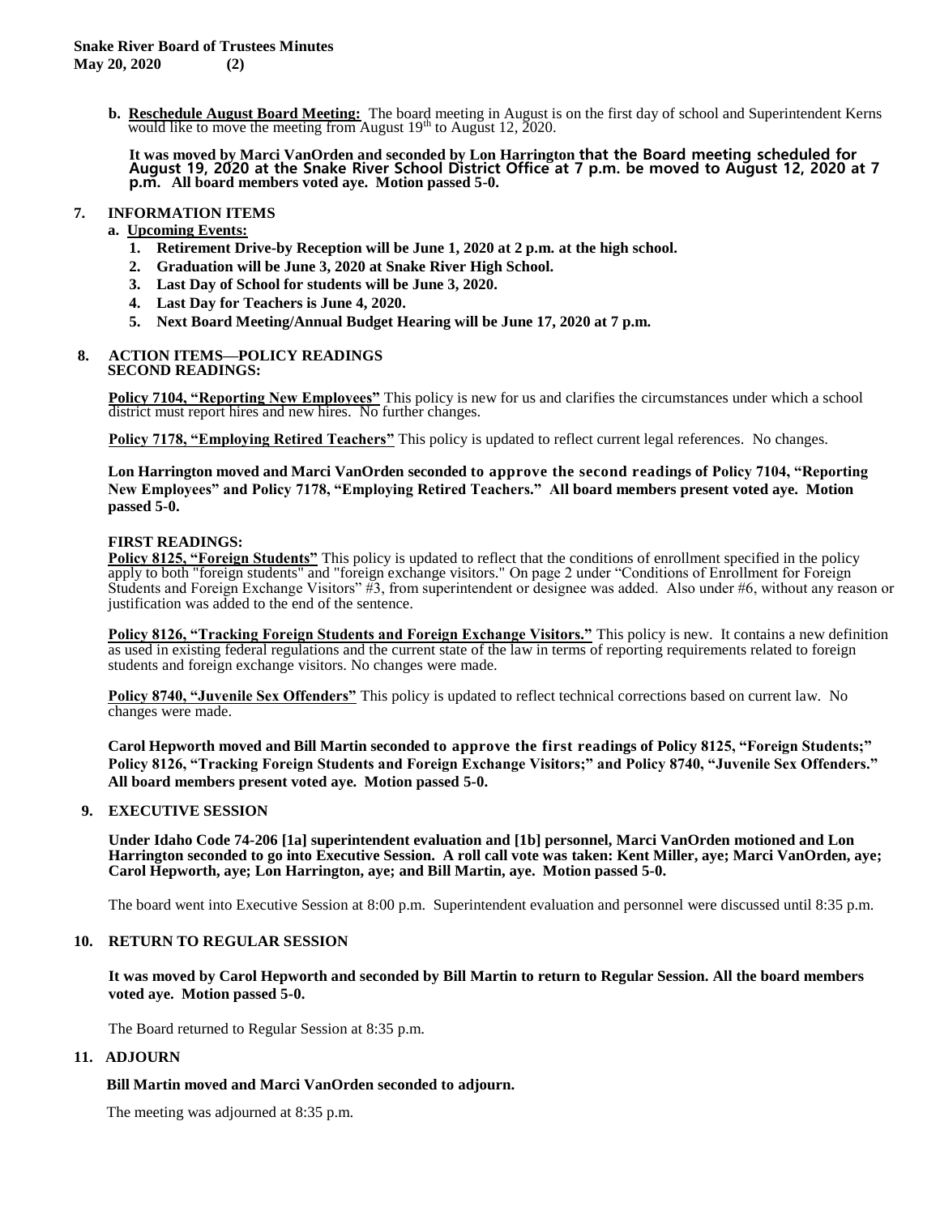**b. Reschedule August Board Meeting:** The board meeting in August is on the first day of school and Superintendent Kerns would like to move the meeting from August 19th to August 12, 2020.

**It was moved by Marci VanOrden and seconded by Lon Harrington that the Board meeting scheduled for August 19, 2020 at the Snake River School District Office at 7 p.m. be moved to August 12, 2020 at 7 p.m. All board members voted aye. Motion passed 5-0.**

## 7. INFORMATION ITEMS

**a. Upcoming Events:**

1. **Retirement Drive-by Reception will be June 1, 2020 at 2 p.m. at the high school.**
2. **Graduation will be June 3, 2020 at Snake River High School.**
3. **Last Day of School for students will be June 3, 2020.**
4. **Last Day for Teachers is June 4, 2020.**
5. **Next Board Meeting/Annual Budget Hearing will be June 17, 2020 at 7 p.m.**

## 8. ACTION ITEMS—POLICY READINGS

**SECOND READINGS:**

**Policy 7104, "Reporting New Employees"** This policy is new for us and clarifies the circumstances under which a school district must report hires and new hires. No further changes.

**Policy 7178, "Employing Retired Teachers"** This policy is updated to reflect current legal references. No changes.

**Lon Harrington moved and Marci VanOrden seconded to approve the second readings of Policy 7104, "Reporting New Employees" and Policy 7178, "Employing Retired Teachers." All board members present voted aye. Motion passed 5-0.**

**FIRST READINGS:**

**Policy 8125, "Foreign Students"** This policy is updated to reflect that the conditions of enrollment specified in the policy apply to both "foreign students" and "foreign exchange visitors." On page 2 under "Conditions of Enrollment for Foreign Students and Foreign Exchange Visitors" #3, from superintendent or designee was added. Also under #6, without any reason or justification was added to the end of the sentence.

**Policy 8126, "Tracking Foreign Students and Foreign Exchange Visitors."** This policy is new. It contains a new definition as used in existing federal regulations and the current state of the law in terms of reporting requirements related to foreign students and foreign exchange visitors. No changes were made.

**Policy 8740, "Juvenile Sex Offenders"** This policy is updated to reflect technical corrections based on current law. No changes were made.

**Carol Hepworth moved and Bill Martin seconded to approve the first readings of Policy 8125, "Foreign Students;" Policy 8126, "Tracking Foreign Students and Foreign Exchange Visitors;" and Policy 8740, "Juvenile Sex Offenders." All board members present voted aye. Motion passed 5-0.**

## 9. EXECUTIVE SESSION

**Under Idaho Code 74-206 [1a] superintendent evaluation and [1b] personnel, Marci VanOrden motioned and Lon Harrington seconded to go into Executive Session. A roll call vote was taken: Kent Miller, aye; Marci VanOrden, aye; Carol Hepworth, aye; Lon Harrington, aye; and Bill Martin, aye. Motion passed 5-0.**

The board went into Executive Session at 8:00 p.m. Superintendent evaluation and personnel were discussed until 8:35 p.m.

## 10. RETURN TO REGULAR SESSION

**It was moved by Carol Hepworth and seconded by Bill Martin to return to Regular Session. All the board members voted aye. Motion passed 5-0.**

The Board returned to Regular Session at 8:35 p.m.

## 11. ADJOURN

**Bill Martin moved and Marci VanOrden seconded to adjourn.**

The meeting was adjourned at 8:35 p.m.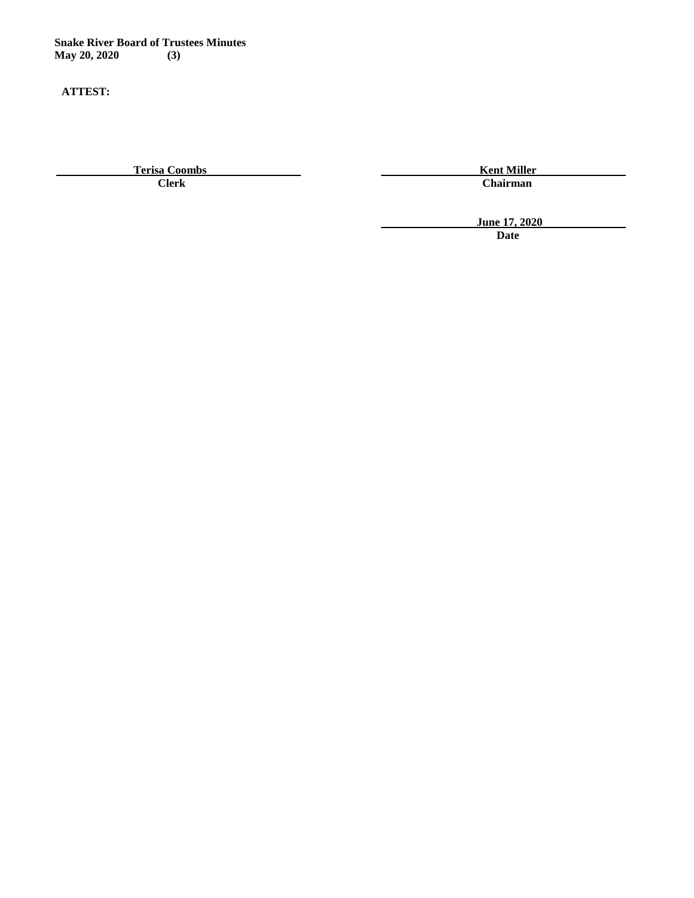**ATTEST:**

**Terisa Coombs**
**Clerk**

**Kent Miller**
**Chairman**

**June 17, 2020**
**Date**